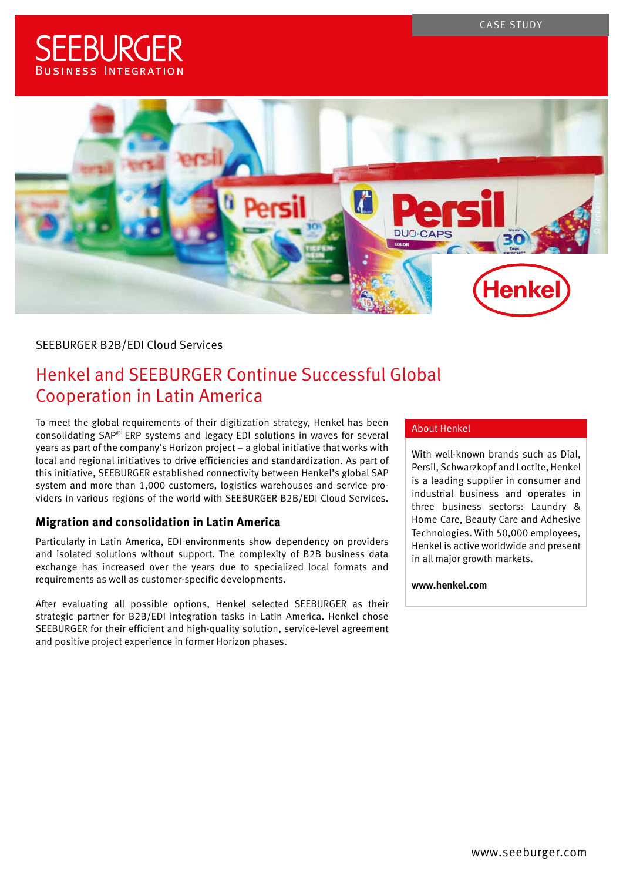SEEBURGER
Business Integration

CASE STUDY

SEEBURGER B2B/EDI Cloud Services

# Henkel and SEEBURGER Continue Successful Global Cooperation in Latin America

To meet the global requirements of their digitization strategy, Henkel has been consolidating SAP® ERP systems and legacy EDI solutions in waves for several years as part of the company's Horizon project – a global initiative that works with local and regional initiatives to drive efficiencies and standardization. As part of this initiative, SEEBURGER established connectivity between Henkel's global SAP system and more than 1,000 customers, logistics warehouses and service providers in various regions of the world with SEEBURGER B2B/EDI Cloud Services.

## Migration and consolidation in Latin America

Particularly in Latin America, EDI environments show dependency on providers and isolated solutions without support. The complexity of B2B business data exchange has increased over the years due to specialized local formats and requirements as well as customer-specific developments.

After evaluating all possible options, Henkel selected SEEBURGER as their strategic partner for B2B/EDI integration tasks in Latin America. Henkel chose SEEBURGER for their efficient and high-quality solution, service-level agreement and positive project experience in former Horizon phases.

### About Henkel

With well-known brands such as Dial, Persil, Schwarzkopf and Loctite, Henkel is a leading supplier in consumer and industrial business and operates in three business sectors: Laundry & Home Care, Beauty Care and Adhesive Technologies. With 50,000 employees, Henkel is active worldwide and present in all major growth markets.

**www.henkel.com**

www.seeburger.com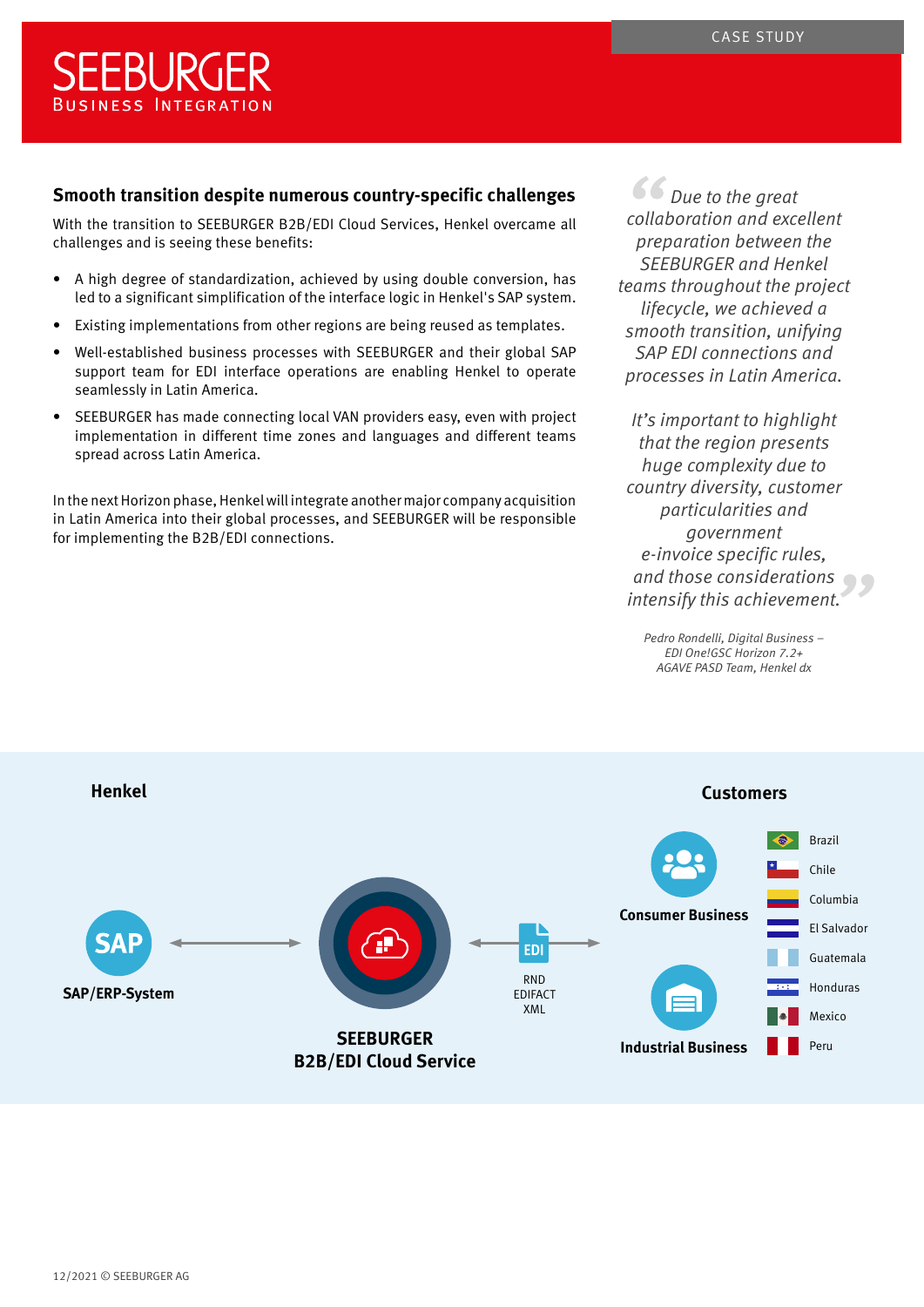## Smooth transition despite numerous country-specific challenges

With the transition to SEEBURGER B2B/EDI Cloud Services, Henkel overcame all challenges and is seeing these benefits:

- A high degree of standardization, achieved by using double conversion, has led to a significant simplification of the interface logic in Henkel's SAP system.
- Existing implementations from other regions are being reused as templates.
- Well-established business processes with SEEBURGER and their global SAP support team for EDI interface operations are enabling Henkel to operate seamlessly in Latin America.
- SEEBURGER has made connecting local VAN providers easy, even with project implementation in different time zones and languages and different teams spread across Latin America.

In the next Horizon phase, Henkel will integrate another major company acquisition in Latin America into their global processes, and SEEBURGER will be responsible for implementing the B2B/EDI connections.

> *"Due to the great collaboration and excellent preparation between the SEEBURGER and Henkel teams throughout the project lifecycle, we achieved a smooth transition, unifying SAP EDI connections and processes in Latin America.*
>
> *It's important to highlight that the region presents huge complexity due to country diversity, customer particularities and government e-invoice specific rules, and those considerations intensify this achievement."*
>
> *Pedro Rondelli, Digital Business – EDI One!GSC Horizon 7.2+ AGAVE PASD Team, Henkel dx*

Henkel

SAP

SAP/ERP-System

SEEBURGER B2B/EDI Cloud Service

EDI

RND
EDIFACT
XML

Customers

Consumer Business

Industrial Business

Brazil
Chile
Columbia
El Salvador
Guatemala
Honduras
Mexico
Peru